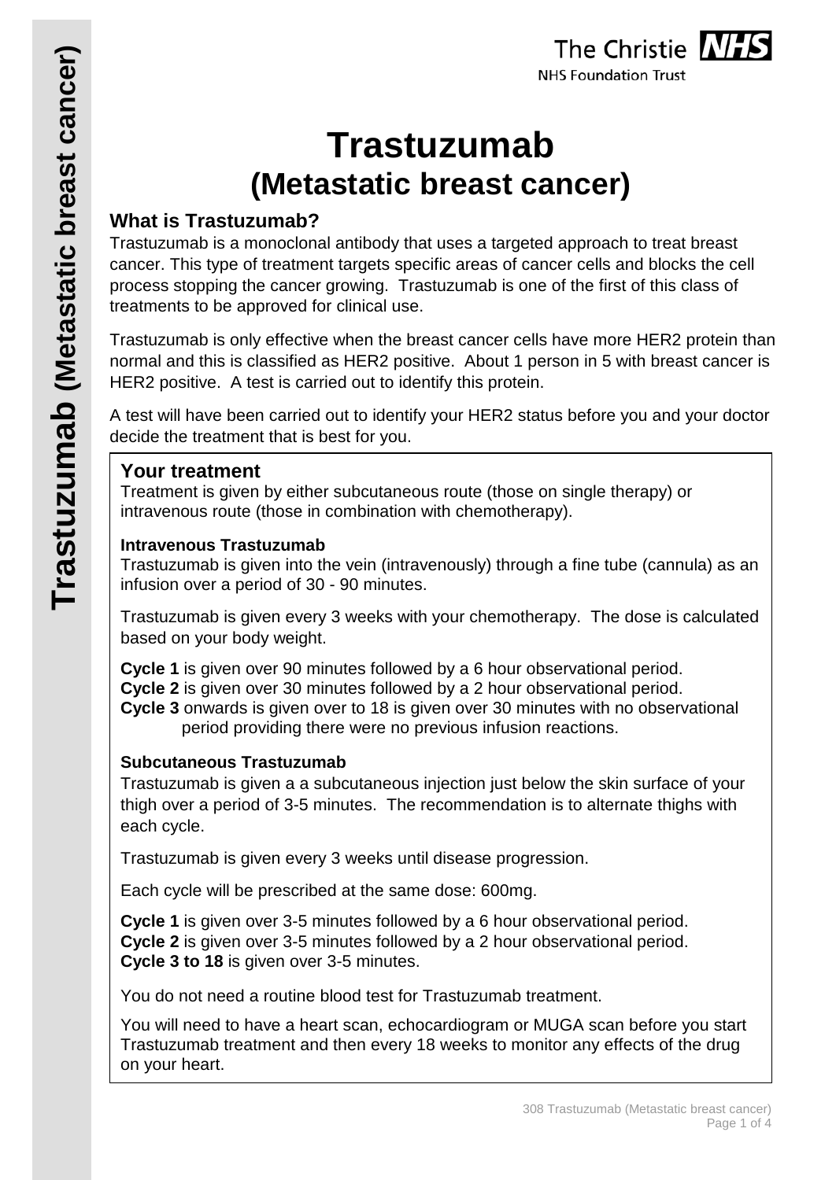# Trastuzumab
# (Metastatic breast cancer)

## What is Trastuzumab?

Trastuzumab is a monoclonal antibody that uses a targeted approach to treat breast cancer. This type of treatment targets specific areas of cancer cells and blocks the cell process stopping the cancer growing. Trastuzumab is one of the first of this class of treatments to be approved for clinical use.

Trastuzumab is only effective when the breast cancer cells have more HER2 protein than normal and this is classified as HER2 positive. About 1 person in 5 with breast cancer is HER2 positive. A test is carried out to identify this protein.

A test will have been carried out to identify your HER2 status before you and your doctor decide the treatment that is best for you.

## Your treatment

Treatment is given by either subcutaneous route (those on single therapy) or intravenous route (those in combination with chemotherapy).

### Intravenous Trastuzumab

Trastuzumab is given into the vein (intravenously) through a fine tube (cannula) as an infusion over a period of 30 - 90 minutes.

Trastuzumab is given every 3 weeks with your chemotherapy. The dose is calculated based on your body weight.

**Cycle 1** is given over 90 minutes followed by a 6 hour observational period.
**Cycle 2** is given over 30 minutes followed by a 2 hour observational period.
**Cycle 3** onwards is given over to 18 is given over 30 minutes with no observational period providing there were no previous infusion reactions.

### Subcutaneous Trastuzumab

Trastuzumab is given a a subcutaneous injection just below the skin surface of your thigh over a period of 3-5 minutes. The recommendation is to alternate thighs with each cycle.

Trastuzumab is given every 3 weeks until disease progression.

Each cycle will be prescribed at the same dose: 600mg.

**Cycle 1** is given over 3-5 minutes followed by a 6 hour observational period.
**Cycle 2** is given over 3-5 minutes followed by a 2 hour observational period.
**Cycle 3 to 18** is given over 3-5 minutes.

You do not need a routine blood test for Trastuzumab treatment.

You will need to have a heart scan, echocardiogram or MUGA scan before you start Trastuzumab treatment and then every 18 weeks to monitor any effects of the drug on your heart.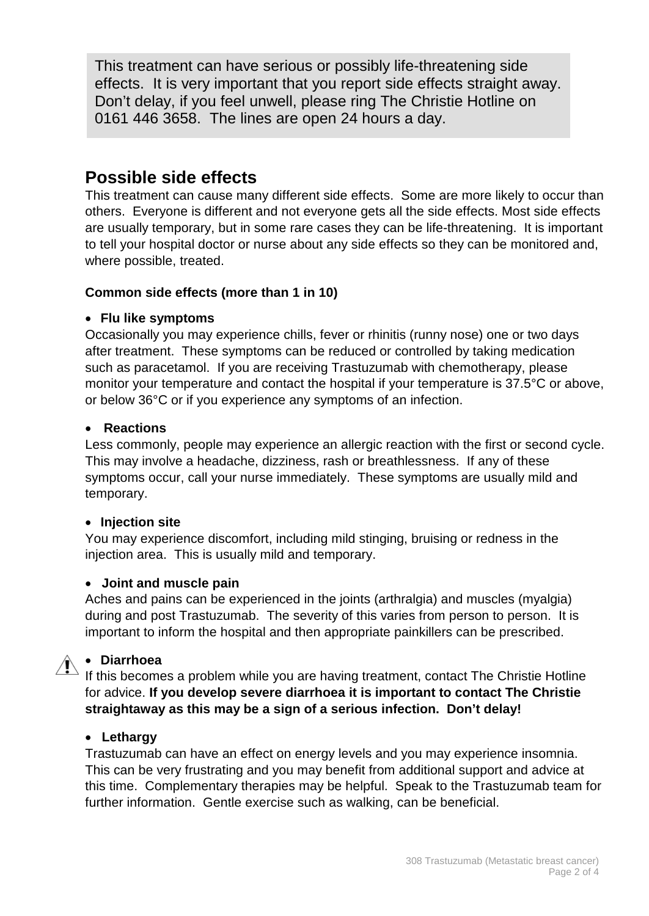This treatment can have serious or possibly life-threatening side effects. It is very important that you report side effects straight away. Don't delay, if you feel unwell, please ring The Christie Hotline on 0161 446 3658. The lines are open 24 hours a day.

## Possible side effects

This treatment can cause many different side effects. Some are more likely to occur than others. Everyone is different and not everyone gets all the side effects. Most side effects are usually temporary, but in some rare cases they can be life-threatening. It is important to tell your hospital doctor or nurse about any side effects so they can be monitored and, where possible, treated.

**Common side effects (more than 1 in 10)**

- **Flu like symptoms**

Occasionally you may experience chills, fever or rhinitis (runny nose) one or two days after treatment. These symptoms can be reduced or controlled by taking medication such as paracetamol. If you are receiving Trastuzumab with chemotherapy, please monitor your temperature and contact the hospital if your temperature is 37.5°C or above, or below 36°C or if you experience any symptoms of an infection.

- **Reactions**

Less commonly, people may experience an allergic reaction with the first or second cycle. This may involve a headache, dizziness, rash or breathlessness. If any of these symptoms occur, call your nurse immediately. These symptoms are usually mild and temporary.

- **Injection site**

You may experience discomfort, including mild stinging, bruising or redness in the injection area. This is usually mild and temporary.

- **Joint and muscle pain**

Aches and pains can be experienced in the joints (arthralgia) and muscles (myalgia) during and post Trastuzumab. The severity of this varies from person to person. It is important to inform the hospital and then appropriate painkillers can be prescribed.

- ⚠ **Diarrhoea**

If this becomes a problem while you are having treatment, contact The Christie Hotline for advice. **If you develop severe diarrhoea it is important to contact The Christie straightaway as this may be a sign of a serious infection. Don't delay!**

- **Lethargy**

Trastuzumab can have an effect on energy levels and you may experience insomnia. This can be very frustrating and you may benefit from additional support and advice at this time. Complementary therapies may be helpful. Speak to the Trastuzumab team for further information. Gentle exercise such as walking, can be beneficial.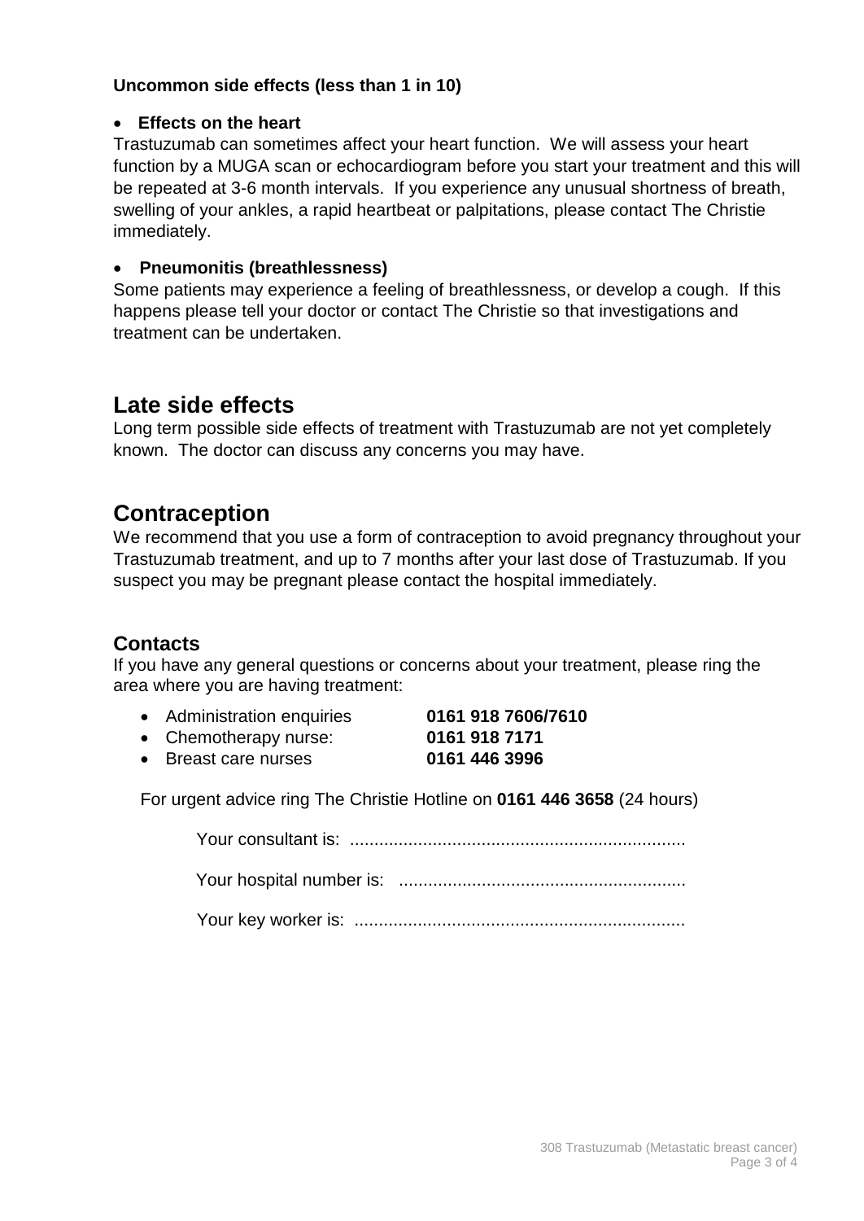**Uncommon side effects (less than 1 in 10)**

- **Effects on the heart**

Trastuzumab can sometimes affect your heart function. We will assess your heart function by a MUGA scan or echocardiogram before you start your treatment and this will be repeated at 3-6 month intervals. If you experience any unusual shortness of breath, swelling of your ankles, a rapid heartbeat or palpitations, please contact The Christie immediately.

- **Pneumonitis (breathlessness)**

Some patients may experience a feeling of breathlessness, or develop a cough. If this happens please tell your doctor or contact The Christie so that investigations and treatment can be undertaken.

# Late side effects

Long term possible side effects of treatment with Trastuzumab are not yet completely known. The doctor can discuss any concerns you may have.

# Contraception

We recommend that you use a form of contraception to avoid pregnancy throughout your Trastuzumab treatment, and up to 7 months after your last dose of Trastuzumab. If you suspect you may be pregnant please contact the hospital immediately.

## Contacts

If you have any general questions or concerns about your treatment, please ring the area where you are having treatment:

- Administration enquiries **0161 918 7606/7610**
- Chemotherapy nurse: **0161 918 7171**
- Breast care nurses **0161 446 3996**

For urgent advice ring The Christie Hotline on **0161 446 3658** (24 hours)

Your consultant is: ....................................................................

Your hospital number is: ...........................................................

Your key worker is: ...................................................................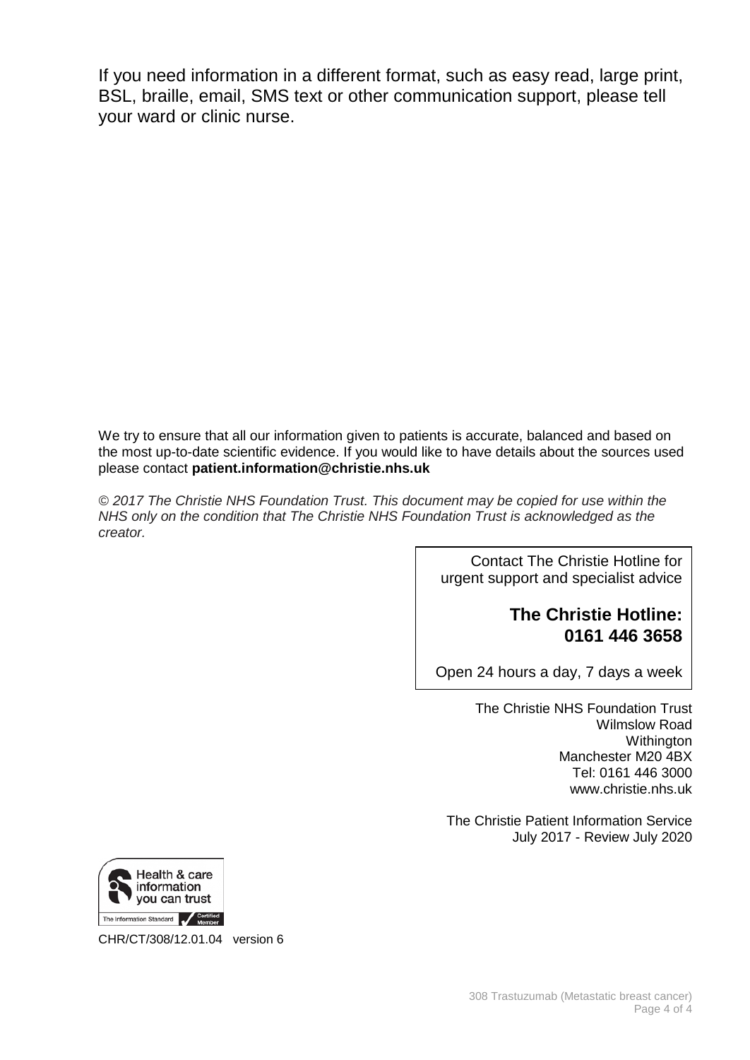If you need information in a different format, such as easy read, large print, BSL, braille, email, SMS text or other communication support, please tell your ward or clinic nurse.

We try to ensure that all our information given to patients is accurate, balanced and based on the most up-to-date scientific evidence. If you would like to have details about the sources used please contact **patient.information@christie.nhs.uk**

*© 2017 The Christie NHS Foundation Trust. This document may be copied for use within the NHS only on the condition that The Christie NHS Foundation Trust is acknowledged as the creator.*

Contact The Christie Hotline for urgent support and specialist advice

**The Christie Hotline: 0161 446 3658**

Open 24 hours a day, 7 days a week

The Christie NHS Foundation Trust
Wilmslow Road
Withington
Manchester M20 4BX
Tel: 0161 446 3000
www.christie.nhs.uk

The Christie Patient Information Service
July 2017 - Review July 2020

Health & care information you can trust
The Information Standard Certified Member

CHR/CT/308/12.01.04 version 6